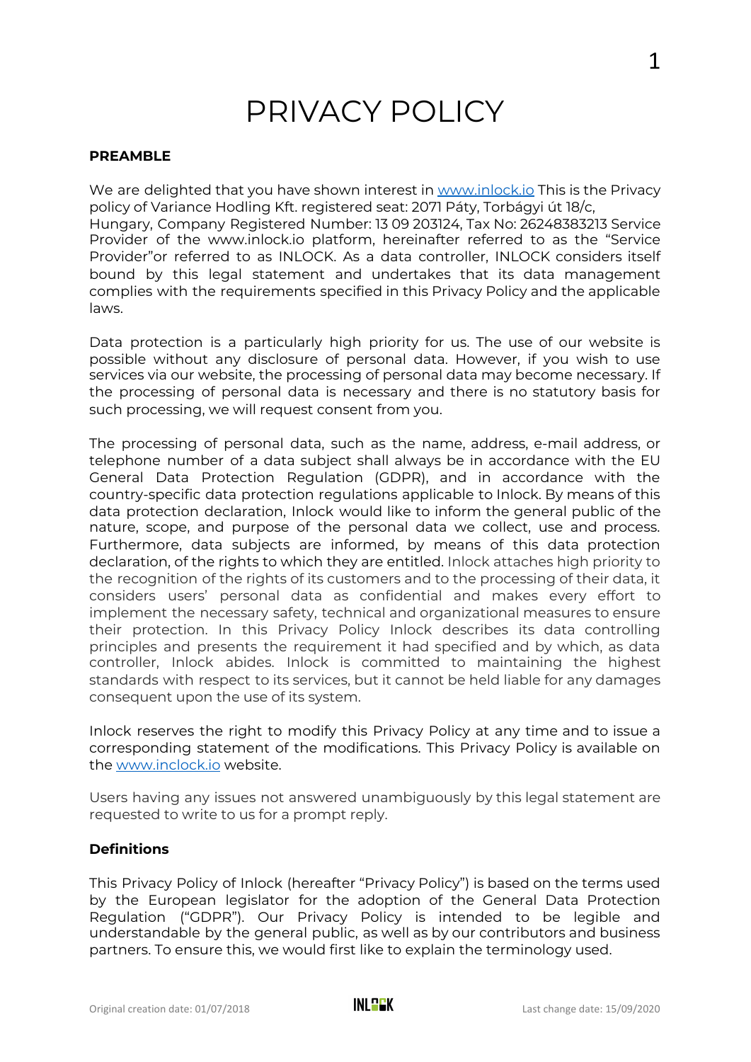# PRIVACY POLICY

**PREAMBLE**

We are delighted that you have shown interest in www.inlock.io This is the Privacy policy of Variance Hodling Kft. registered seat: 2071 Páty, Torbágyi út 18/c, Hungary, Company Registered Number: 13 09 203124, Tax No: 26248383213 Service Provider of the www.inlock.io platform, hereinafter referred to as the "Service Provider"or referred to as INLOCK. As a data controller, INLOCK considers itself bound by this legal statement and undertakes that its data management complies with the requirements specified in this Privacy Policy and the applicable laws.

Data protection is a particularly high priority for us. The use of our website is possible without any disclosure of personal data. However, if you wish to use services via our website, the processing of personal data may become necessary. If the processing of personal data is necessary and there is no statutory basis for such processing, we will request consent from you.

The processing of personal data, such as the name, address, e-mail address, or telephone number of a data subject shall always be in accordance with the EU General Data Protection Regulation (GDPR), and in accordance with the country-specific data protection regulations applicable to Inlock. By means of this data protection declaration, Inlock would like to inform the general public of the nature, scope, and purpose of the personal data we collect, use and process. Furthermore, data subjects are informed, by means of this data protection declaration, of the rights to which they are entitled. Inlock attaches high priority to the recognition of the rights of its customers and to the processing of their data, it considers users' personal data as confidential and makes every effort to implement the necessary safety, technical and organizational measures to ensure their protection. In this Privacy Policy Inlock describes its data controlling principles and presents the requirement it had specified and by which, as data controller, Inlock abides. Inlock is committed to maintaining the highest standards with respect to its services, but it cannot be held liable for any damages consequent upon the use of its system.

Inlock reserves the right to modify this Privacy Policy at any time and to issue a corresponding statement of the modifications. This Privacy Policy is available on the www.inclock.io website.

Users having any issues not answered unambiguously by this legal statement are requested to write to us for a prompt reply.

**Definitions**

This Privacy Policy of Inlock (hereafter "Privacy Policy") is based on the terms used by the European legislator for the adoption of the General Data Protection Regulation ("GDPR"). Our Privacy Policy is intended to be legible and understandable by the general public, as well as by our contributors and business partners. To ensure this, we would first like to explain the terminology used.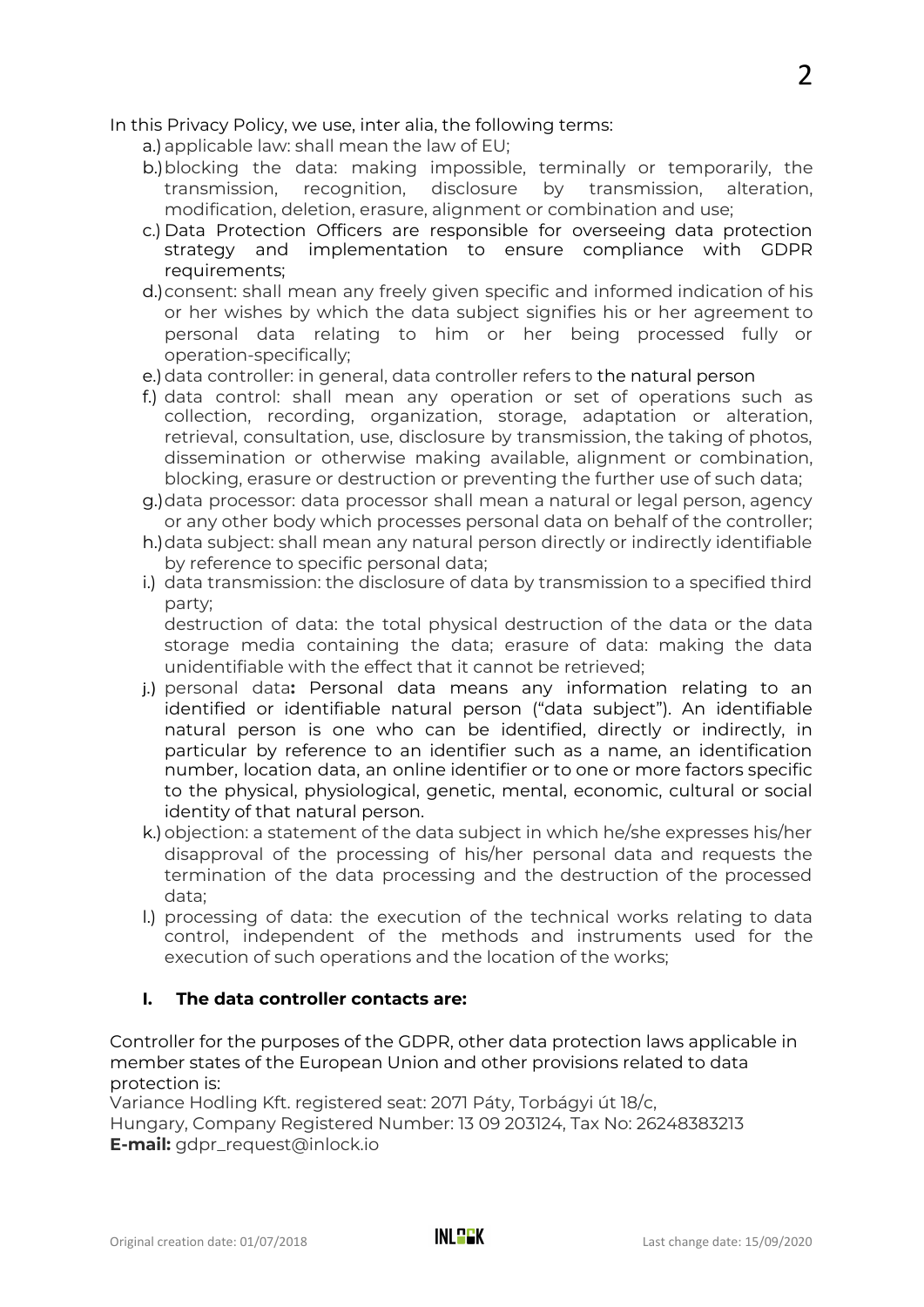In this Privacy Policy, we use, inter alia, the following terms:

a.) applicable law: shall mean the law of EU;

b.) blocking the data: making impossible, terminally or temporarily, the transmission, recognition, disclosure by transmission, alteration, modification, deletion, erasure, alignment or combination and use;

c.) Data Protection Officers are responsible for overseeing data protection strategy and implementation to ensure compliance with GDPR requirements;

d.) consent: shall mean any freely given specific and informed indication of his or her wishes by which the data subject signifies his or her agreement to personal data relating to him or her being processed fully or operation-specifically;

e.) data controller: in general, data controller refers to the natural person

f.) data control: shall mean any operation or set of operations such as collection, recording, organization, storage, adaptation or alteration, retrieval, consultation, use, disclosure by transmission, the taking of photos, dissemination or otherwise making available, alignment or combination, blocking, erasure or destruction or preventing the further use of such data;

g.) data processor: data processor shall mean a natural or legal person, agency or any other body which processes personal data on behalf of the controller;

h.) data subject: shall mean any natural person directly or indirectly identifiable by reference to specific personal data;

i.) data transmission: the disclosure of data by transmission to a specified third party;

destruction of data: the total physical destruction of the data or the data storage media containing the data; erasure of data: making the data unidentifiable with the effect that it cannot be retrieved;

j.) personal data**:** Personal data means any information relating to an identified or identifiable natural person ("data subject"). An identifiable natural person is one who can be identified, directly or indirectly, in particular by reference to an identifier such as a name, an identification number, location data, an online identifier or to one or more factors specific to the physical, physiological, genetic, mental, economic, cultural or social identity of that natural person.

k.) objection: a statement of the data subject in which he/she expresses his/her disapproval of the processing of his/her personal data and requests the termination of the data processing and the destruction of the processed data;

l.) processing of data: the execution of the technical works relating to data control, independent of the methods and instruments used for the execution of such operations and the location of the works;

## I. The data controller contacts are:

Controller for the purposes of the GDPR, other data protection laws applicable in member states of the European Union and other provisions related to data protection is:

Variance Hodling Kft. registered seat: 2071 Páty, Torbágyi út 18/c,
Hungary, Company Registered Number: 13 09 203124, Tax No: 26248383213
**E-mail:** gdpr_request@inlock.io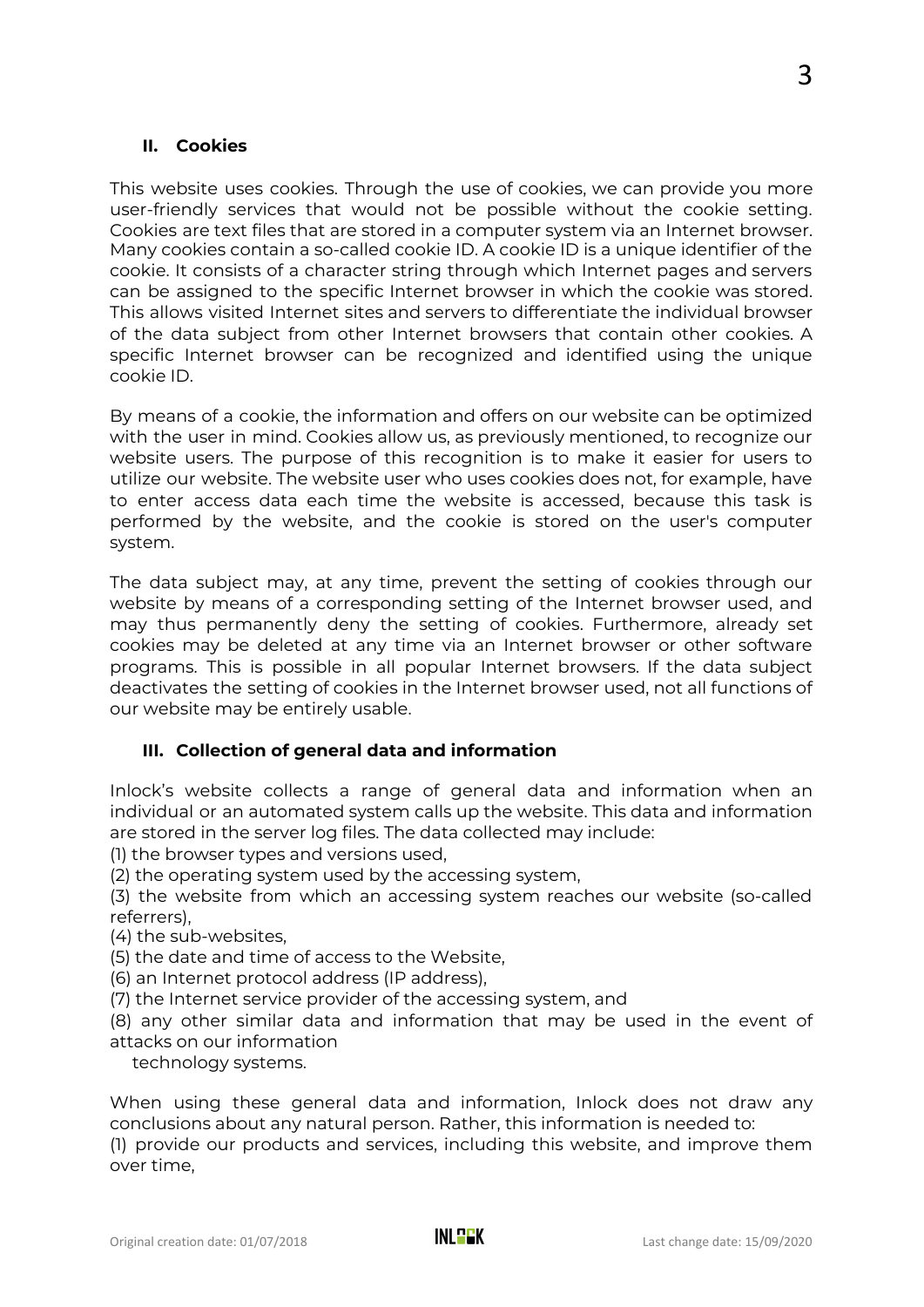## II. Cookies

This website uses cookies. Through the use of cookies, we can provide you more user-friendly services that would not be possible without the cookie setting. Cookies are text files that are stored in a computer system via an Internet browser. Many cookies contain a so-called cookie ID. A cookie ID is a unique identifier of the cookie. It consists of a character string through which Internet pages and servers can be assigned to the specific Internet browser in which the cookie was stored. This allows visited Internet sites and servers to differentiate the individual browser of the data subject from other Internet browsers that contain other cookies. A specific Internet browser can be recognized and identified using the unique cookie ID.

By means of a cookie, the information and offers on our website can be optimized with the user in mind. Cookies allow us, as previously mentioned, to recognize our website users. The purpose of this recognition is to make it easier for users to utilize our website. The website user who uses cookies does not, for example, have to enter access data each time the website is accessed, because this task is performed by the website, and the cookie is stored on the user's computer system.

The data subject may, at any time, prevent the setting of cookies through our website by means of a corresponding setting of the Internet browser used, and may thus permanently deny the setting of cookies. Furthermore, already set cookies may be deleted at any time via an Internet browser or other software programs. This is possible in all popular Internet browsers. If the data subject deactivates the setting of cookies in the Internet browser used, not all functions of our website may be entirely usable.

## III. Collection of general data and information

Inlock's website collects a range of general data and information when an individual or an automated system calls up the website. This data and information are stored in the server log files. The data collected may include:
(1) the browser types and versions used,
(2) the operating system used by the accessing system,
(3) the website from which an accessing system reaches our website (so-called referrers),
(4) the sub-websites,
(5) the date and time of access to the Website,
(6) an Internet protocol address (IP address),
(7) the Internet service provider of the accessing system, and
(8) any other similar data and information that may be used in the event of attacks on our information technology systems.

When using these general data and information, Inlock does not draw any conclusions about any natural person. Rather, this information is needed to:
(1) provide our products and services, including this website, and improve them over time,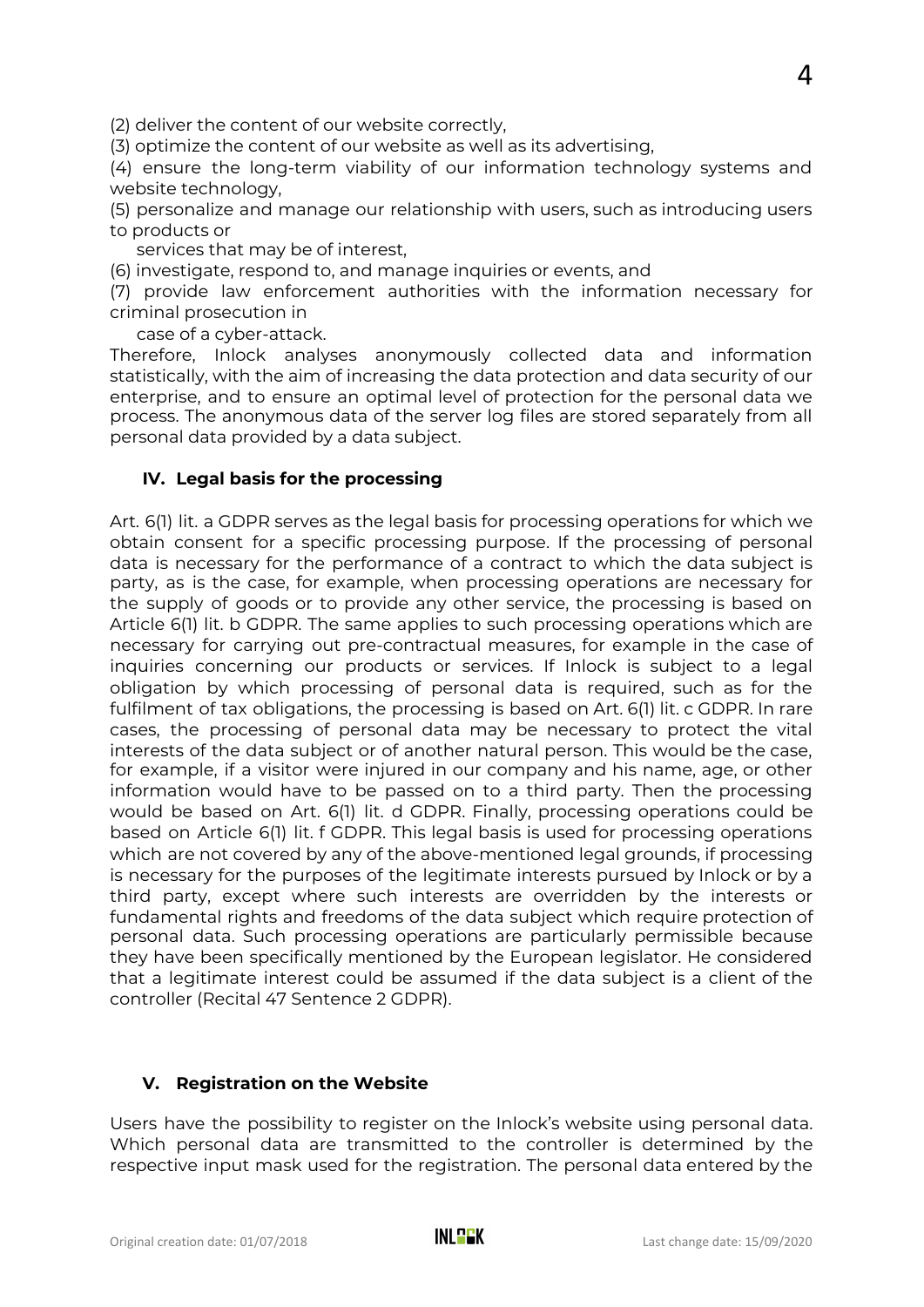(2) deliver the content of our website correctly,

(3) optimize the content of our website as well as its advertising,

(4) ensure the long-term viability of our information technology systems and website technology,

(5) personalize and manage our relationship with users, such as introducing users to products or services that may be of interest,

(6) investigate, respond to, and manage inquiries or events, and

(7) provide law enforcement authorities with the information necessary for criminal prosecution in case of a cyber-attack.

Therefore, Inlock analyses anonymously collected data and information statistically, with the aim of increasing the data protection and data security of our enterprise, and to ensure an optimal level of protection for the personal data we process. The anonymous data of the server log files are stored separately from all personal data provided by a data subject.

## IV. Legal basis for the processing

Art. 6(1) lit. a GDPR serves as the legal basis for processing operations for which we obtain consent for a specific processing purpose. If the processing of personal data is necessary for the performance of a contract to which the data subject is party, as is the case, for example, when processing operations are necessary for the supply of goods or to provide any other service, the processing is based on Article 6(1) lit. b GDPR. The same applies to such processing operations which are necessary for carrying out pre-contractual measures, for example in the case of inquiries concerning our products or services. If Inlock is subject to a legal obligation by which processing of personal data is required, such as for the fulfilment of tax obligations, the processing is based on Art. 6(1) lit. c GDPR. In rare cases, the processing of personal data may be necessary to protect the vital interests of the data subject or of another natural person. This would be the case, for example, if a visitor were injured in our company and his name, age, or other information would have to be passed on to a third party. Then the processing would be based on Art. 6(1) lit. d GDPR. Finally, processing operations could be based on Article 6(1) lit. f GDPR. This legal basis is used for processing operations which are not covered by any of the above-mentioned legal grounds, if processing is necessary for the purposes of the legitimate interests pursued by Inlock or by a third party, except where such interests are overridden by the interests or fundamental rights and freedoms of the data subject which require protection of personal data. Such processing operations are particularly permissible because they have been specifically mentioned by the European legislator. He considered that a legitimate interest could be assumed if the data subject is a client of the controller (Recital 47 Sentence 2 GDPR).

## V. Registration on the Website

Users have the possibility to register on the Inlock's website using personal data. Which personal data are transmitted to the controller is determined by the respective input mask used for the registration. The personal data entered by the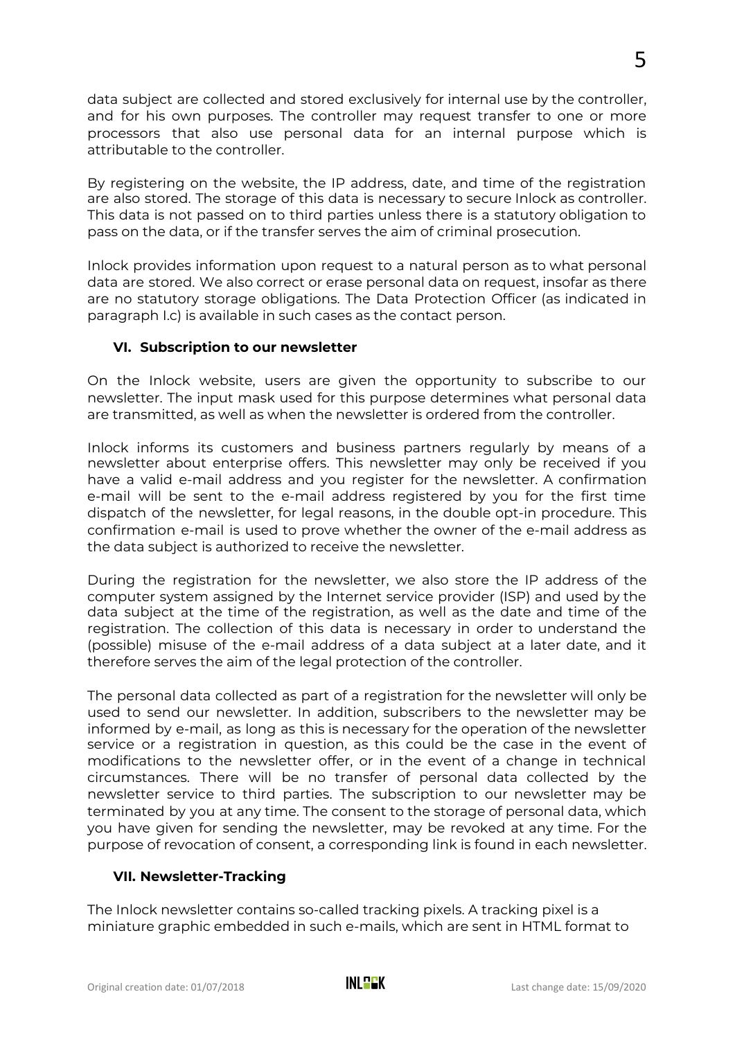data subject are collected and stored exclusively for internal use by the controller, and for his own purposes. The controller may request transfer to one or more processors that also use personal data for an internal purpose which is attributable to the controller.

By registering on the website, the IP address, date, and time of the registration are also stored. The storage of this data is necessary to secure Inlock as controller. This data is not passed on to third parties unless there is a statutory obligation to pass on the data, or if the transfer serves the aim of criminal prosecution.

Inlock provides information upon request to a natural person as to what personal data are stored. We also correct or erase personal data on request, insofar as there are no statutory storage obligations. The Data Protection Officer (as indicated in paragraph I.c) is available in such cases as the contact person.

### VI. Subscription to our newsletter

On the Inlock website, users are given the opportunity to subscribe to our newsletter. The input mask used for this purpose determines what personal data are transmitted, as well as when the newsletter is ordered from the controller.

Inlock informs its customers and business partners regularly by means of a newsletter about enterprise offers. This newsletter may only be received if you have a valid e-mail address and you register for the newsletter. A confirmation e-mail will be sent to the e-mail address registered by you for the first time dispatch of the newsletter, for legal reasons, in the double opt-in procedure. This confirmation e-mail is used to prove whether the owner of the e-mail address as the data subject is authorized to receive the newsletter.

During the registration for the newsletter, we also store the IP address of the computer system assigned by the Internet service provider (ISP) and used by the data subject at the time of the registration, as well as the date and time of the registration. The collection of this data is necessary in order to understand the (possible) misuse of the e-mail address of a data subject at a later date, and it therefore serves the aim of the legal protection of the controller.

The personal data collected as part of a registration for the newsletter will only be used to send our newsletter. In addition, subscribers to the newsletter may be informed by e-mail, as long as this is necessary for the operation of the newsletter service or a registration in question, as this could be the case in the event of modifications to the newsletter offer, or in the event of a change in technical circumstances. There will be no transfer of personal data collected by the newsletter service to third parties. The subscription to our newsletter may be terminated by you at any time. The consent to the storage of personal data, which you have given for sending the newsletter, may be revoked at any time. For the purpose of revocation of consent, a corresponding link is found in each newsletter.

### VII. Newsletter-Tracking

The Inlock newsletter contains so-called tracking pixels. A tracking pixel is a miniature graphic embedded in such e-mails, which are sent in HTML format to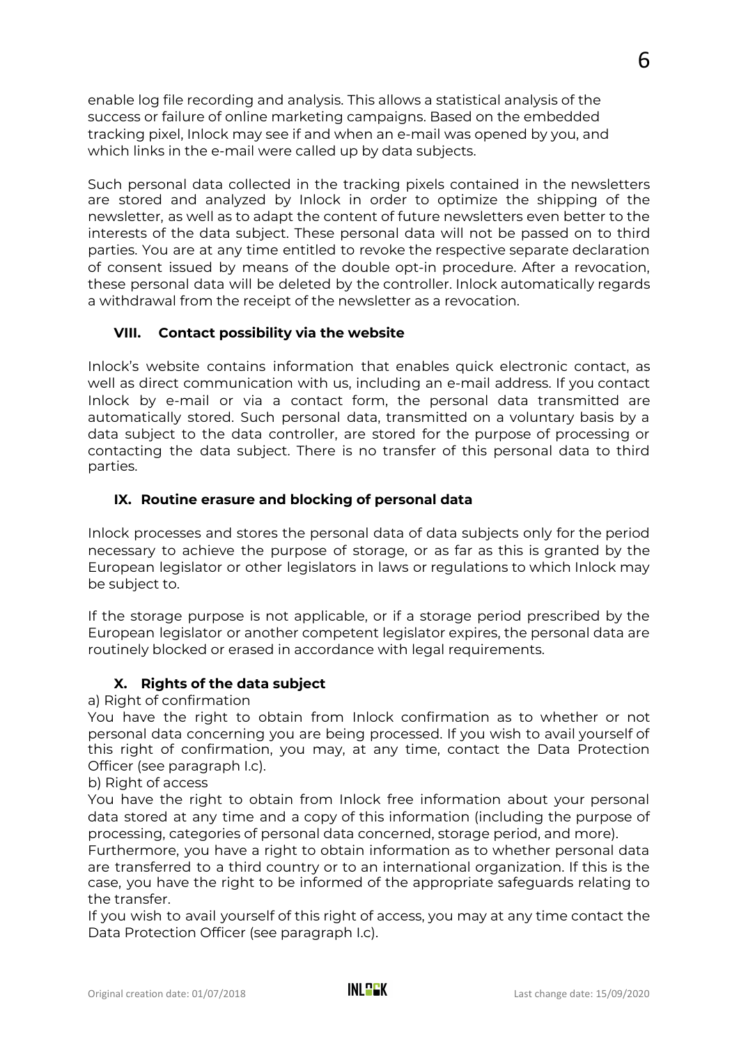enable log file recording and analysis. This allows a statistical analysis of the success or failure of online marketing campaigns. Based on the embedded tracking pixel, Inlock may see if and when an e-mail was opened by you, and which links in the e-mail were called up by data subjects.

Such personal data collected in the tracking pixels contained in the newsletters are stored and analyzed by Inlock in order to optimize the shipping of the newsletter, as well as to adapt the content of future newsletters even better to the interests of the data subject. These personal data will not be passed on to third parties. You are at any time entitled to revoke the respective separate declaration of consent issued by means of the double opt-in procedure. After a revocation, these personal data will be deleted by the controller. Inlock automatically regards a withdrawal from the receipt of the newsletter as a revocation.

## VIII. Contact possibility via the website

Inlock's website contains information that enables quick electronic contact, as well as direct communication with us, including an e-mail address. If you contact Inlock by e-mail or via a contact form, the personal data transmitted are automatically stored. Such personal data, transmitted on a voluntary basis by a data subject to the data controller, are stored for the purpose of processing or contacting the data subject. There is no transfer of this personal data to third parties.

## IX. Routine erasure and blocking of personal data

Inlock processes and stores the personal data of data subjects only for the period necessary to achieve the purpose of storage, or as far as this is granted by the European legislator or other legislators in laws or regulations to which Inlock may be subject to.

If the storage purpose is not applicable, or if a storage period prescribed by the European legislator or another competent legislator expires, the personal data are routinely blocked or erased in accordance with legal requirements.

## X. Rights of the data subject

a) Right of confirmation

You have the right to obtain from Inlock confirmation as to whether or not personal data concerning you are being processed. If you wish to avail yourself of this right of confirmation, you may, at any time, contact the Data Protection Officer (see paragraph I.c).

b) Right of access

You have the right to obtain from Inlock free information about your personal data stored at any time and a copy of this information (including the purpose of processing, categories of personal data concerned, storage period, and more).

Furthermore, you have a right to obtain information as to whether personal data are transferred to a third country or to an international organization. If this is the case, you have the right to be informed of the appropriate safeguards relating to the transfer.

If you wish to avail yourself of this right of access, you may at any time contact the Data Protection Officer (see paragraph I.c).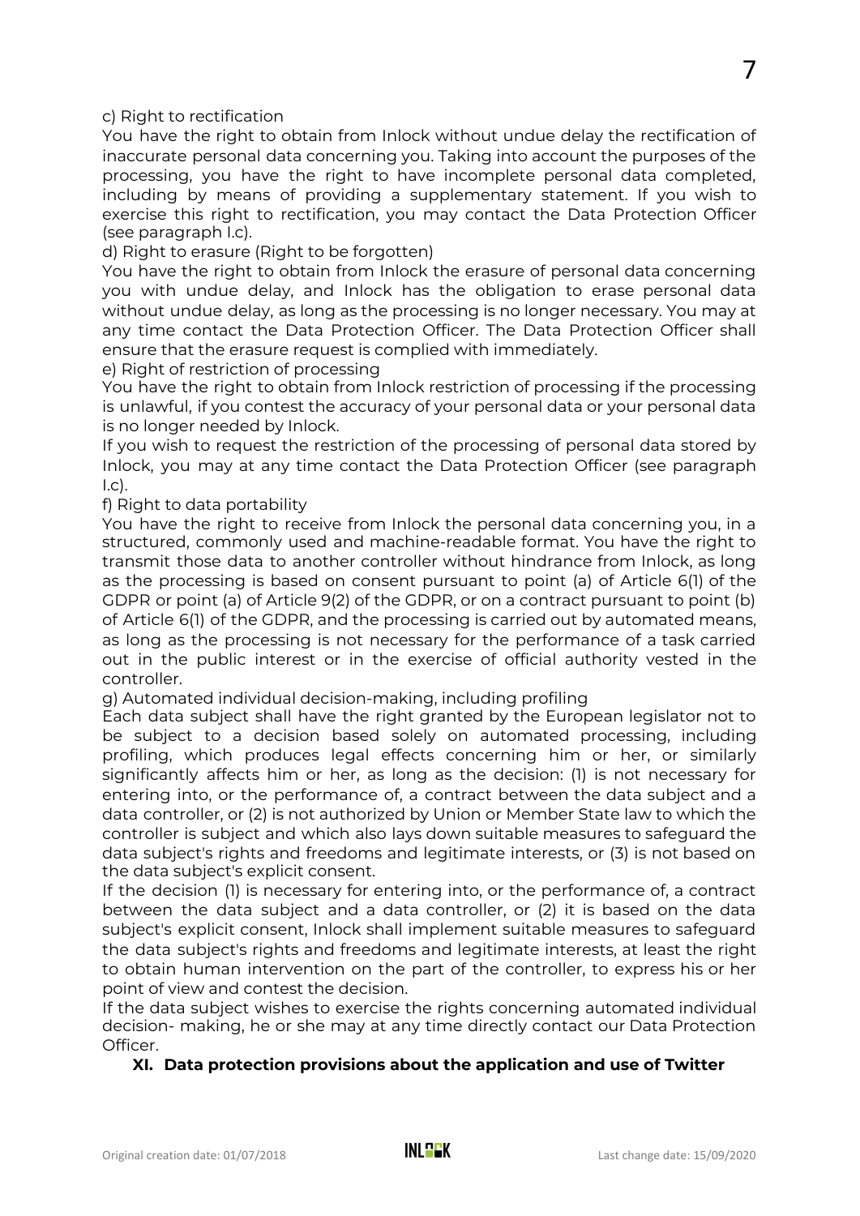c) Right to rectification

You have the right to obtain from Inlock without undue delay the rectification of inaccurate personal data concerning you. Taking into account the purposes of the processing, you have the right to have incomplete personal data completed, including by means of providing a supplementary statement. If you wish to exercise this right to rectification, you may contact the Data Protection Officer (see paragraph I.c).

d) Right to erasure (Right to be forgotten)

You have the right to obtain from Inlock the erasure of personal data concerning you with undue delay, and Inlock has the obligation to erase personal data without undue delay, as long as the processing is no longer necessary. You may at any time contact the Data Protection Officer. The Data Protection Officer shall ensure that the erasure request is complied with immediately.

e) Right of restriction of processing

You have the right to obtain from Inlock restriction of processing if the processing is unlawful, if you contest the accuracy of your personal data or your personal data is no longer needed by Inlock.

If you wish to request the restriction of the processing of personal data stored by Inlock, you may at any time contact the Data Protection Officer (see paragraph I.c).

f) Right to data portability

You have the right to receive from Inlock the personal data concerning you, in a structured, commonly used and machine-readable format. You have the right to transmit those data to another controller without hindrance from Inlock, as long as the processing is based on consent pursuant to point (a) of Article 6(1) of the GDPR or point (a) of Article 9(2) of the GDPR, or on a contract pursuant to point (b) of Article 6(1) of the GDPR, and the processing is carried out by automated means, as long as the processing is not necessary for the performance of a task carried out in the public interest or in the exercise of official authority vested in the controller.

g) Automated individual decision-making, including profiling

Each data subject shall have the right granted by the European legislator not to be subject to a decision based solely on automated processing, including profiling, which produces legal effects concerning him or her, or similarly significantly affects him or her, as long as the decision: (1) is not necessary for entering into, or the performance of, a contract between the data subject and a data controller, or (2) is not authorized by Union or Member State law to which the controller is subject and which also lays down suitable measures to safeguard the data subject's rights and freedoms and legitimate interests, or (3) is not based on the data subject's explicit consent.

If the decision (1) is necessary for entering into, or the performance of, a contract between the data subject and a data controller, or (2) it is based on the data subject's explicit consent, Inlock shall implement suitable measures to safeguard the data subject's rights and freedoms and legitimate interests, at least the right to obtain human intervention on the part of the controller, to express his or her point of view and contest the decision.

If the data subject wishes to exercise the rights concerning automated individual decision- making, he or she may at any time directly contact our Data Protection Officer.

## XI. Data protection provisions about the application and use of Twitter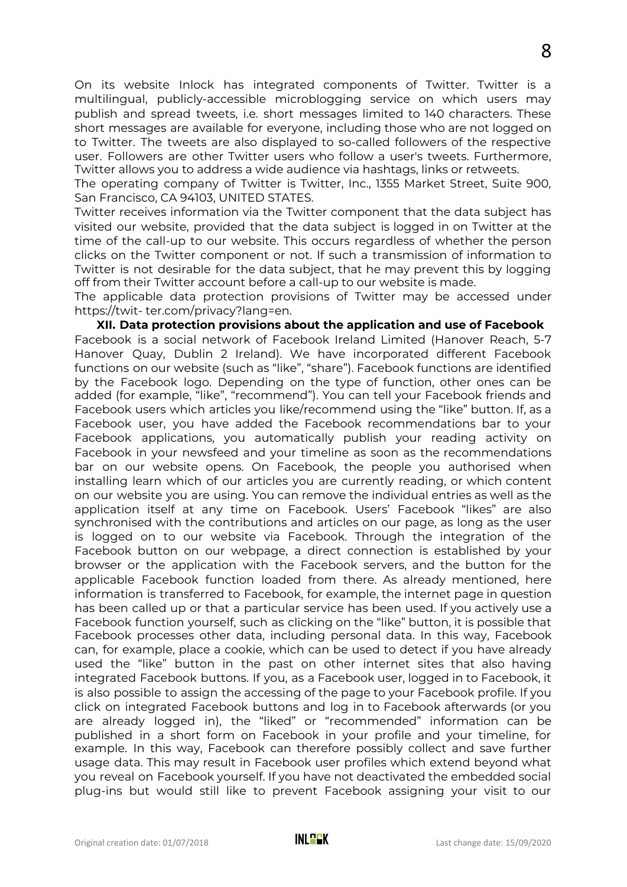On its website Inlock has integrated components of Twitter. Twitter is a multilingual, publicly-accessible microblogging service on which users may publish and spread tweets, i.e. short messages limited to 140 characters. These short messages are available for everyone, including those who are not logged on to Twitter. The tweets are also displayed to so-called followers of the respective user. Followers are other Twitter users who follow a user's tweets. Furthermore, Twitter allows you to address a wide audience via hashtags, links or retweets.

The operating company of Twitter is Twitter, Inc., 1355 Market Street, Suite 900, San Francisco, CA 94103, UNITED STATES.

Twitter receives information via the Twitter component that the data subject has visited our website, provided that the data subject is logged in on Twitter at the time of the call-up to our website. This occurs regardless of whether the person clicks on the Twitter component or not. If such a transmission of information to Twitter is not desirable for the data subject, that he may prevent this by logging off from their Twitter account before a call-up to our website is made.

The applicable data protection provisions of Twitter may be accessed under https://twit- ter.com/privacy?lang=en.

**XII. Data protection provisions about the application and use of Facebook**

Facebook is a social network of Facebook Ireland Limited (Hanover Reach, 5-7 Hanover Quay, Dublin 2 Ireland). We have incorporated different Facebook functions on our website (such as "like", "share"). Facebook functions are identified by the Facebook logo. Depending on the type of function, other ones can be added (for example, "like", "recommend"). You can tell your Facebook friends and Facebook users which articles you like/recommend using the "like" button. If, as a Facebook user, you have added the Facebook recommendations bar to your Facebook applications, you automatically publish your reading activity on Facebook in your newsfeed and your timeline as soon as the recommendations bar on our website opens. On Facebook, the people you authorised when installing learn which of our articles you are currently reading, or which content on our website you are using. You can remove the individual entries as well as the application itself at any time on Facebook. Users' Facebook "likes" are also synchronised with the contributions and articles on our page, as long as the user is logged on to our website via Facebook. Through the integration of the Facebook button on our webpage, a direct connection is established by your browser or the application with the Facebook servers, and the button for the applicable Facebook function loaded from there. As already mentioned, here information is transferred to Facebook, for example, the internet page in question has been called up or that a particular service has been used. If you actively use a Facebook function yourself, such as clicking on the "like" button, it is possible that Facebook processes other data, including personal data. In this way, Facebook can, for example, place a cookie, which can be used to detect if you have already used the "like" button in the past on other internet sites that also having integrated Facebook buttons. If you, as a Facebook user, logged in to Facebook, it is also possible to assign the accessing of the page to your Facebook profile. If you click on integrated Facebook buttons and log in to Facebook afterwards (or you are already logged in), the "liked" or "recommended" information can be published in a short form on Facebook in your profile and your timeline, for example. In this way, Facebook can therefore possibly collect and save further usage data. This may result in Facebook user profiles which extend beyond what you reveal on Facebook yourself. If you have not deactivated the embedded social plug-ins but would still like to prevent Facebook assigning your visit to our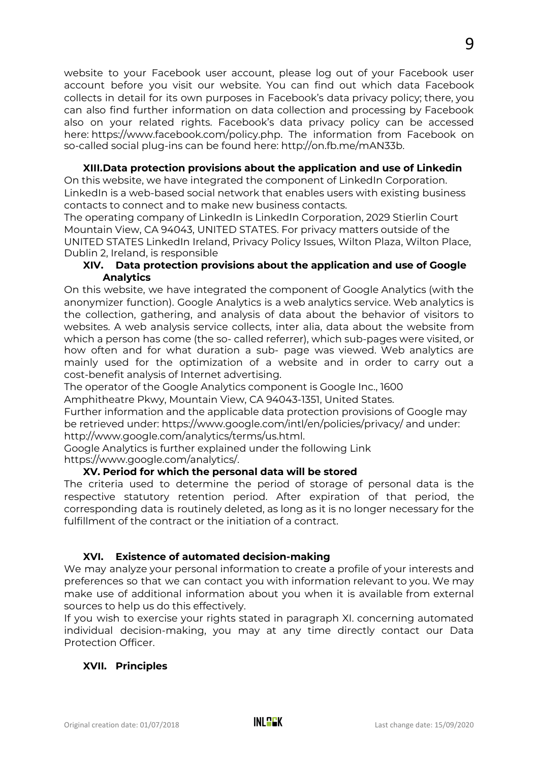website to your Facebook user account, please log out of your Facebook user account before you visit our website. You can find out which data Facebook collects in detail for its own purposes in Facebook's data privacy policy; there, you can also find further information on data collection and processing by Facebook also on your related rights. Facebook's data privacy policy can be accessed here: https://www.facebook.com/policy.php. The information from Facebook on so-called social plug-ins can be found here: http://on.fb.me/mAN33b.

## XIII. Data protection provisions about the application and use of Linkedin

On this website, we have integrated the component of LinkedIn Corporation. LinkedIn is a web-based social network that enables users with existing business contacts to connect and to make new business contacts.
The operating company of LinkedIn is LinkedIn Corporation, 2029 Stierlin Court Mountain View, CA 94043, UNITED STATES. For privacy matters outside of the UNITED STATES LinkedIn Ireland, Privacy Policy Issues, Wilton Plaza, Wilton Place, Dublin 2, Ireland, is responsible

## XIV. Data protection provisions about the application and use of Google Analytics

On this website, we have integrated the component of Google Analytics (with the anonymizer function). Google Analytics is a web analytics service. Web analytics is the collection, gathering, and analysis of data about the behavior of visitors to websites. A web analysis service collects, inter alia, data about the website from which a person has come (the so- called referrer), which sub-pages were visited, or how often and for what duration a sub- page was viewed. Web analytics are mainly used for the optimization of a website and in order to carry out a cost-benefit analysis of Internet advertising.
The operator of the Google Analytics component is Google Inc., 1600 Amphitheatre Pkwy, Mountain View, CA 94043-1351, United States.
Further information and the applicable data protection provisions of Google may be retrieved under: https://www.google.com/intl/en/policies/privacy/ and under: http://www.google.com/analytics/terms/us.html.
Google Analytics is further explained under the following Link https://www.google.com/analytics/.

## XV. Period for which the personal data will be stored

The criteria used to determine the period of storage of personal data is the respective statutory retention period. After expiration of that period, the corresponding data is routinely deleted, as long as it is no longer necessary for the fulfillment of the contract or the initiation of a contract.

## XVI. Existence of automated decision-making

We may analyze your personal information to create a profile of your interests and preferences so that we can contact you with information relevant to you. We may make use of additional information about you when it is available from external sources to help us do this effectively.
If you wish to exercise your rights stated in paragraph XI. concerning automated individual decision-making, you may at any time directly contact our Data Protection Officer.

## XVII. Principles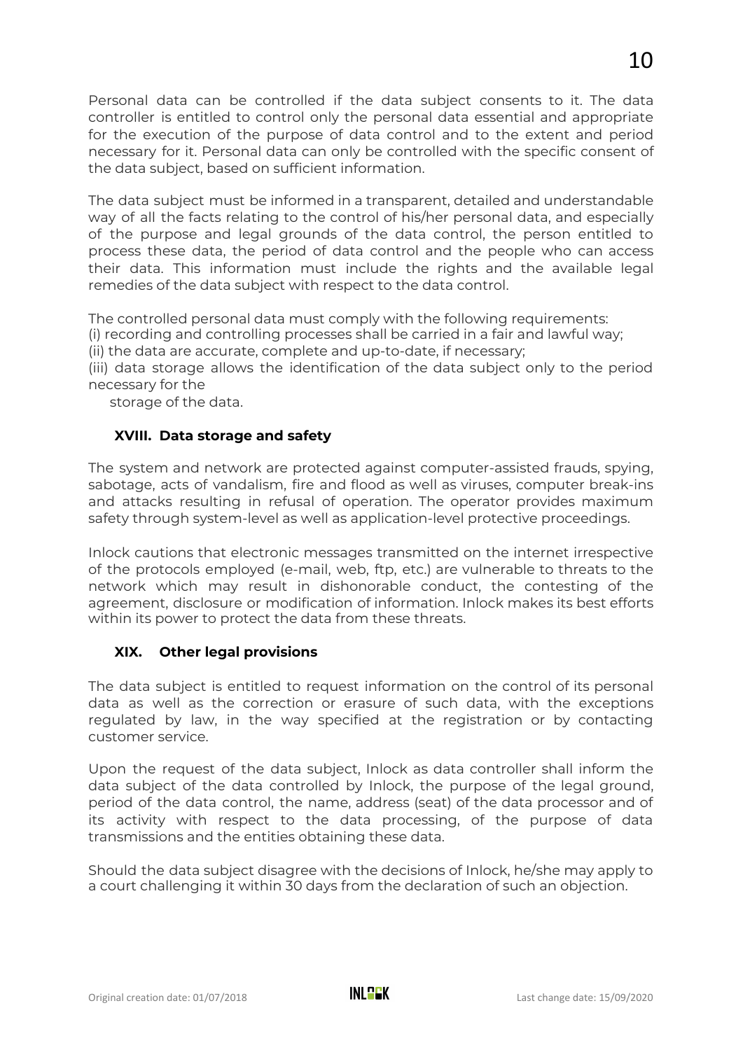Personal data can be controlled if the data subject consents to it. The data controller is entitled to control only the personal data essential and appropriate for the execution of the purpose of data control and to the extent and period necessary for it. Personal data can only be controlled with the specific consent of the data subject, based on sufficient information.

The data subject must be informed in a transparent, detailed and understandable way of all the facts relating to the control of his/her personal data, and especially of the purpose and legal grounds of the data control, the person entitled to process these data, the period of data control and the people who can access their data. This information must include the rights and the available legal remedies of the data subject with respect to the data control.

The controlled personal data must comply with the following requirements:
(i) recording and controlling processes shall be carried in a fair and lawful way;
(ii) the data are accurate, complete and up-to-date, if necessary;
(iii) data storage allows the identification of the data subject only to the period necessary for the
storage of the data.

## XVIII. Data storage and safety

The system and network are protected against computer-assisted frauds, spying, sabotage, acts of vandalism, fire and flood as well as viruses, computer break-ins and attacks resulting in refusal of operation. The operator provides maximum safety through system-level as well as application-level protective proceedings.

Inlock cautions that electronic messages transmitted on the internet irrespective of the protocols employed (e-mail, web, ftp, etc.) are vulnerable to threats to the network which may result in dishonorable conduct, the contesting of the agreement, disclosure or modification of information. Inlock makes its best efforts within its power to protect the data from these threats.

## XIX. Other legal provisions

The data subject is entitled to request information on the control of its personal data as well as the correction or erasure of such data, with the exceptions regulated by law, in the way specified at the registration or by contacting customer service.

Upon the request of the data subject, Inlock as data controller shall inform the data subject of the data controlled by Inlock, the purpose of the legal ground, period of the data control, the name, address (seat) of the data processor and of its activity with respect to the data processing, of the purpose of data transmissions and the entities obtaining these data.

Should the data subject disagree with the decisions of Inlock, he/she may apply to a court challenging it within 30 days from the declaration of such an objection.